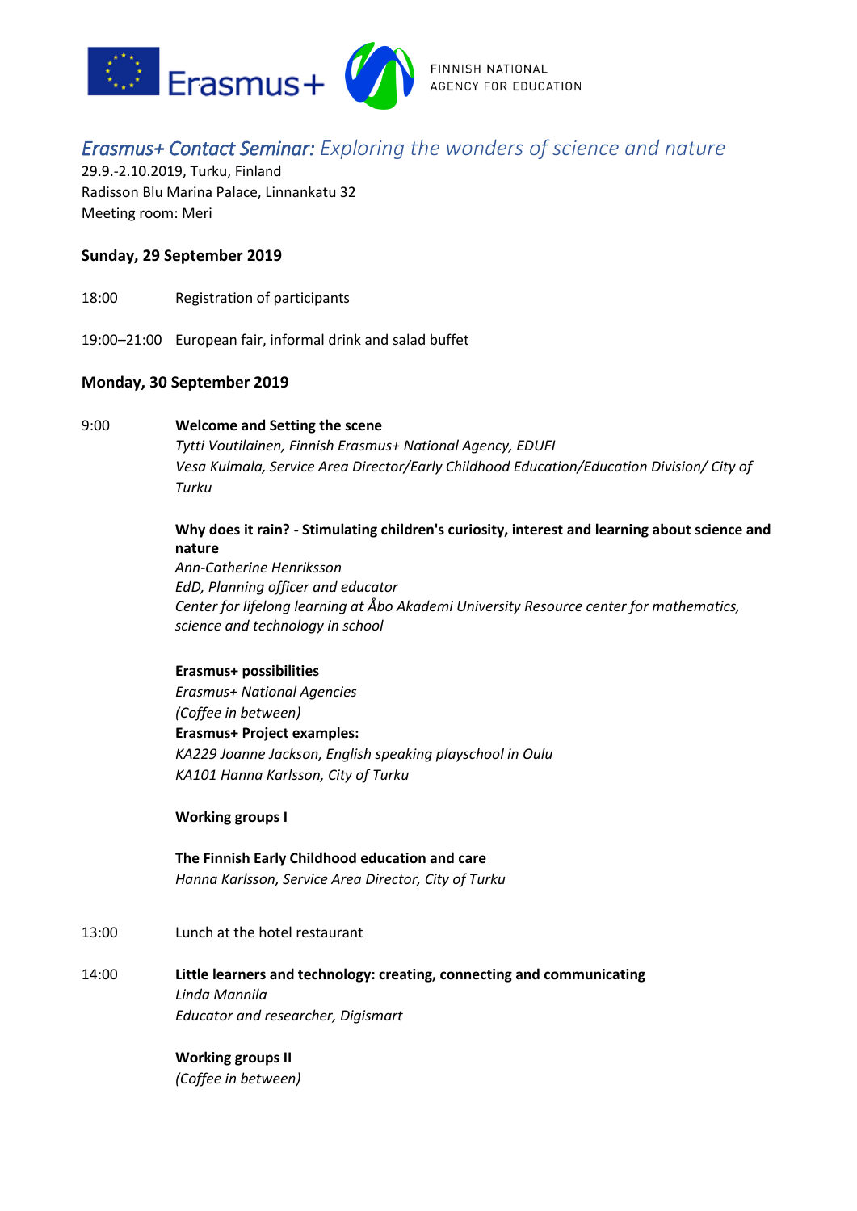Erasmus+ FINNISH NATIONAL AGENCY FOR EDUCATION

# *Erasmus+ Contact Seminar: Exploring the wonders of science and nature*

29.9.-2.10.2019, Turku, Finland
Radisson Blu Marina Palace, Linnankatu 32
Meeting room: Meri

## Sunday, 29 September 2019

18:00 Registration of participants

19:00–21:00 European fair, informal drink and salad buffet

## Monday, 30 September 2019

9:00 **Welcome and Setting the scene**
*Tytti Voutilainen, Finnish Erasmus+ National Agency, EDUFI*
*Vesa Kulmala, Service Area Director/Early Childhood Education/Education Division/ City of Turku*

**Why does it rain? - Stimulating children's curiosity, interest and learning about science and nature**
*Ann-Catherine Henriksson*
*EdD, Planning officer and educator*
*Center for lifelong learning at Åbo Akademi University Resource center for mathematics, science and technology in school*

**Erasmus+ possibilities**
*Erasmus+ National Agencies*
*(Coffee in between)*
**Erasmus+ Project examples:**
*KA229 Joanne Jackson, English speaking playschool in Oulu*
*KA101 Hanna Karlsson, City of Turku*

**Working groups I**

**The Finnish Early Childhood education and care**
*Hanna Karlsson, Service Area Director, City of Turku*

13:00 Lunch at the hotel restaurant

14:00 **Little learners and technology: creating, connecting and communicating**
*Linda Mannila*
*Educator and researcher, Digismart*

**Working groups II**
*(Coffee in between)*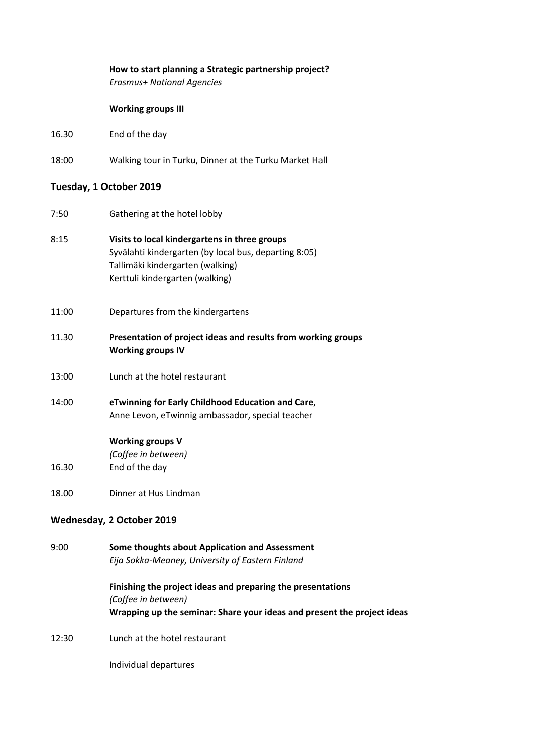**How to start planning a Strategic partnership project?**
*Erasmus+ National Agencies*

**Working groups III**

16.30 End of the day

18:00 Walking tour in Turku, Dinner at the Turku Market Hall

**Tuesday, 1 October 2019**

7:50 Gathering at the hotel lobby

8:15 **Visits to local kindergartens in three groups**
Syvälahti kindergarten (by local bus, departing 8:05)
Tallimäki kindergarten (walking)
Kerttuli kindergarten (walking)

11:00 Departures from the kindergartens

11.30 **Presentation of project ideas and results from working groups**
**Working groups IV**

13:00 Lunch at the hotel restaurant

14:00 **eTwinning for Early Childhood Education and Care**,
Anne Levon, eTwinnig ambassador, special teacher

**Working groups V**
*(Coffee in between)*

16.30 End of the day

18.00 Dinner at Hus Lindman

**Wednesday, 2 October 2019**

9:00 **Some thoughts about Application and Assessment**
*Eija Sokka-Meaney, University of Eastern Finland*

**Finishing the project ideas and preparing the presentations**
*(Coffee in between)*
**Wrapping up the seminar: Share your ideas and present the project ideas**

12:30 Lunch at the hotel restaurant

Individual departures